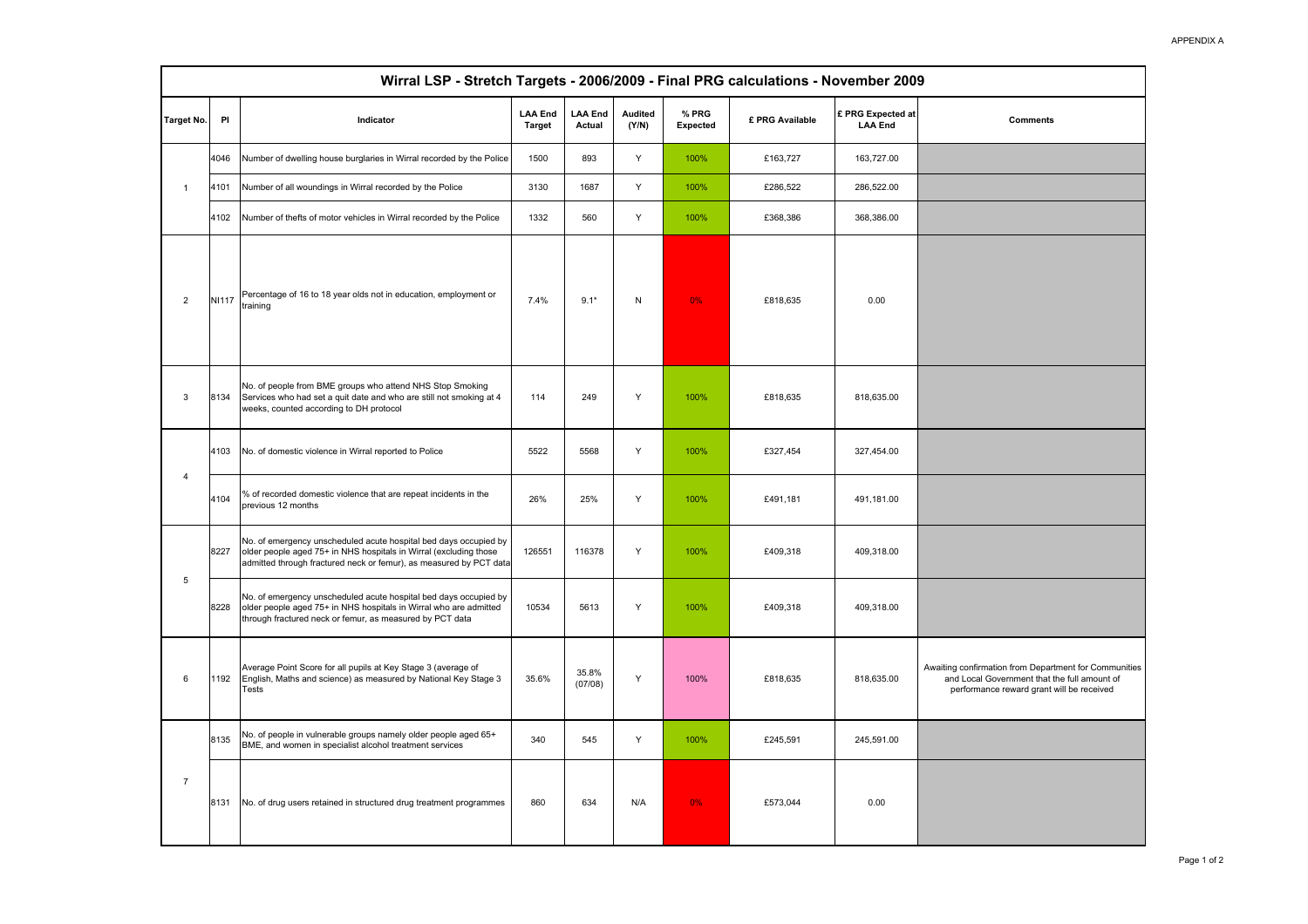# Wirral LSP - Stretch Targets - 2006/2009 - Final PRG calculations - November 2009

| Target No. | PI | Indicator | LAA End Target | LAA End Actual | Audited (Y/N) | % PRG Expected | £ PRG Available | £ PRG Expected at LAA End | Comments |
|---|---|---|---|---|---|---|---|---|---|
| 1 | 4046 | Number of dwelling house burglaries in Wirral recorded by the Police | 1500 | 893 | Y | 100% | £163,727 | 163,727.00 | |
| | 4101 | Number of all woundings in Wirral recorded by the Police | 3130 | 1687 | Y | 100% | £286,522 | 286,522.00 | |
| | 4102 | Number of thefts of motor vehicles in Wirral recorded by the Police | 1332 | 560 | Y | 100% | £368,386 | 368,386.00 | |
| 2 | NI117 | Percentage of 16 to 18 year olds not in education, employment or training | 7.4% | 9.1* | N | 0% | £818,635 | 0.00 | |
| 3 | 8134 | No. of people from BME groups who attend NHS Stop Smoking Services who had set a quit date and who are still not smoking at 4 weeks, counted according to DH protocol | 114 | 249 | Y | 100% | £818,635 | 818,635.00 | |
| 4 | 4103 | No. of domestic violence in Wirral reported to Police | 5522 | 5568 | Y | 100% | £327,454 | 327,454.00 | |
| | 4104 | % of recorded domestic violence that are repeat incidents in the previous 12 months | 26% | 25% | Y | 100% | £491,181 | 491,181.00 | |
| 5 | 8227 | No. of emergency unscheduled acute hospital bed days occupied by older people aged 75+ in NHS hospitals in Wirral (excluding those admitted through fractured neck or femur), as measured by PCT data | 126551 | 116378 | Y | 100% | £409,318 | 409,318.00 | |
| | 8228 | No. of emergency unscheduled acute hospital bed days occupied by older people aged 75+ in NHS hospitals in Wirral who are admitted through fractured neck or femur, as measured by PCT data | 10534 | 5613 | Y | 100% | £409,318 | 409,318.00 | |
| 6 | 1192 | Average Point Score for all pupils at Key Stage 3 (average of English, Maths and science) as measured by National Key Stage 3 Tests | 35.6% | 35.8% (07/08) | Y | 100% | £818,635 | 818,635.00 | Awaiting confirmation from Department for Communities and Local Government that the full amount of performance reward grant will be received |
| 7 | 8135 | No. of people in vulnerable groups namely older people aged 65+ BME, and women in specialist alcohol treatment services | 340 | 545 | Y | 100% | £245,591 | 245,591.00 | |
| | 8131 | No. of drug users retained in structured drug treatment programmes | 860 | 634 | N/A | 0% | £573,044 | 0.00 | |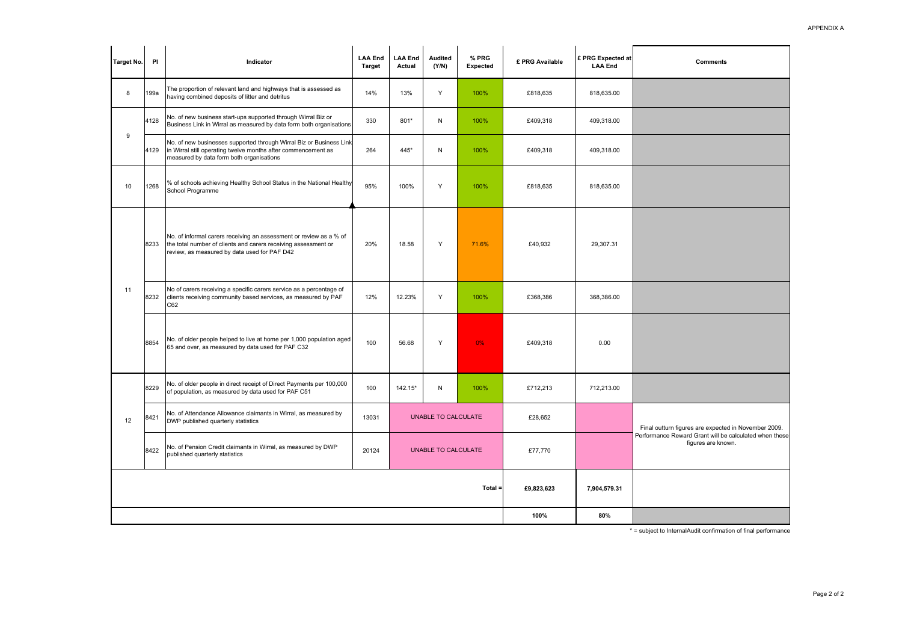| Target No. | PI | Indicator | LAA End Target | LAA End Actual | Audited (Y/N) | % PRG Expected | £ PRG Available | £ PRG Expected at LAA End | Comments |
|---|---|---|---|---|---|---|---|---|---|
| 8 | 199a | The proportion of relevant land and highways that is assessed as having combined deposits of litter and detritus | 14% | 13% | Y | 100% | £818,635 | 818,635.00 | |
| 9 | 4128 | No. of new business start-ups supported through Wirral Biz or Business Link in Wirral as measured by data form both organisations | 330 | 801* | N | 100% | £409,318 | 409,318.00 | |
| | 4129 | No. of new businesses supported through Wirral Biz or Business Link in Wirral still operating twelve months after commencement as measured by data form both organisations | 264 | 445* | N | 100% | £409,318 | 409,318.00 | |
| 10 | 1268 | % of schools achieving Healthy School Status in the National Healthy School Programme | 95% | 100% | Y | 100% | £818,635 | 818,635.00 | |
| 11 | 8233 | No. of informal carers receiving an assessment or review as a % of the total number of clients and carers receiving assessment or review, as measured by data used for PAF D42 | 20% | 18.58 | Y | 71.6% | £40,932 | 29,307.31 | |
| | 8232 | No of carers receiving a specific carers service as a percentage of clients receiving community based services, as measured by PAF C62 | 12% | 12.23% | Y | 100% | £368,386 | 368,386.00 | |
| | 8854 | No. of older people helped to live at home per 1,000 population aged 65 and over, as measured by data used for PAF C32 | 100 | 56.68 | Y | 0% | £409,318 | 0.00 | |
| 12 | 8229 | No. of older people in direct receipt of Direct Payments per 100,000 of population, as measured by data used for PAF C51 | 100 | 142.15* | N | 100% | £712,213 | 712,213.00 | |
| | 8421 | No. of Attendance Allowance claimants in Wirral, as measured by DWP published quarterly statistics | 13031 | UNABLE TO CALCULATE | | | £28,652 | | Final outturn figures are expected in November 2009. Performance Reward Grant will be calculated when these figures are known. |
| | 8422 | No. of Pension Credit claimants in Wirral, as measured by DWP published quarterly statistics | 20124 | UNABLE TO CALCULATE | | | £77,770 | | |
| | | | | | | Total = | £9,823,623 | 7,904,579.31 | |
| | | | | | | | 100% | 80% | |

* = subject to InternalAudit confirmation of final performance